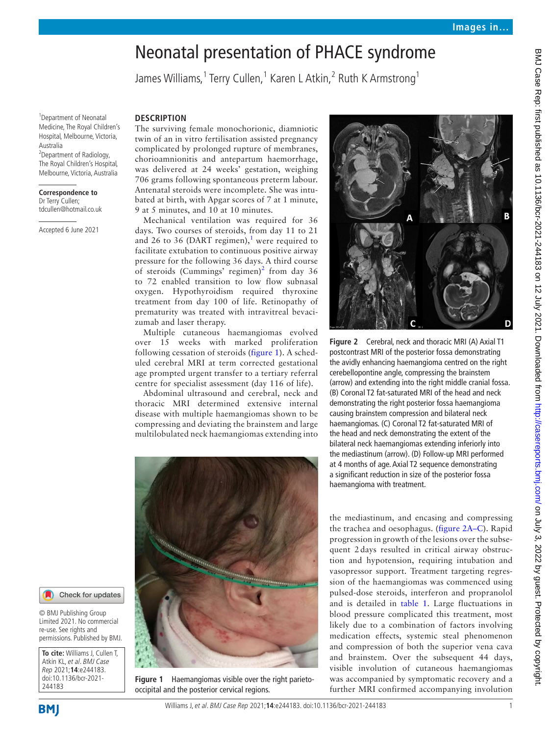# Neonatal presentation of PHACE syndrome

James Williams,[1] Terry Cullen,[1] Karen L Atkin,[2] Ruth K Armstrong[1]

[1]Department of Neonatal Medicine, The Royal Children's Hospital, Melbourne, Victoria, Australia
[2]Department of Radiology, The Royal Children's Hospital, Melbourne, Victoria, Australia

**Correspondence to**
Dr Terry Cullen;
tdcullen@hotmail.co.uk

Accepted 6 June 2021

© BMJ Publishing Group Limited 2021. No commercial re-use. See rights and permissions. Published by BMJ.

**To cite:** Williams J, Cullen T, Atkin KL, *et al*. *BMJ Case Rep* 2021;**14**:e244183. doi:10.1136/bcr-2021-244183

## DESCRIPTION

The surviving female monochorionic, diamniotic twin of an in vitro fertilisation assisted pregnancy complicated by prolonged rupture of membranes, chorioamnionitis and antepartum haemorrhage, was delivered at 24 weeks' gestation, weighing 706 grams following spontaneous preterm labour. Antenatal steroids were incomplete. She was intubated at birth, with Apgar scores of 7 at 1 minute, 9 at 5 minutes, and 10 at 10 minutes.

Mechanical ventilation was required for 36 days. Two courses of steroids, from day 11 to 21 and 26 to 36 (DART regimen),[1] were required to facilitate extubation to continuous positive airway pressure for the following 36 days. A third course of steroids (Cummings' regimen)[2] from day 36 to 72 enabled transition to low flow subnasal oxygen. Hypothyroidism required thyroxine treatment from day 100 of life. Retinopathy of prematurity was treated with intravitreal bevacizumab and laser therapy.

Multiple cutaneous haemangiomas evolved over 15 weeks with marked proliferation following cessation of steroids (figure 1). A scheduled cerebral MRI at term corrected gestational age prompted urgent transfer to a tertiary referral centre for specialist assessment (day 116 of life).

Abdominal ultrasound and cerebral, neck and thoracic MRI determined extensive internal disease with multiple haemangiomas shown to be compressing and deviating the brainstem and large multilobulated neck haemangiomas extending into the mediastinum, and encasing and compressing the trachea and oesophagus. (figure 2A–C). Rapid progression in growth of the lesions over the subsequent 2 days resulted in critical airway obstruction and hypotension, requiring intubation and vasopressor support. Treatment targeting regression of the haemangiomas was commenced using pulsed-dose steroids, interferon and propranolol and is detailed in table 1. Large fluctuations in blood pressure complicated this treatment, most likely due to a combination of factors involving medication effects, systemic steal phenomenon and compression of both the superior vena cava and brainstem. Over the subsequent 44 days, visible involution of cutaneous haemangiomas was accompanied by symptomatic recovery and a further MRI confirmed accompanying involution

Figure 1 Haemangiomas visible over the right parieto-occipital and the posterior cervical regions.

Figure 2 Cerebral, neck and thoracic MRI (A) Axial T1 postcontrast MRI of the posterior fossa demonstrating the avidly enhancing haemangioma centred on the right cerebellopontine angle, compressing the brainstem (arrow) and extending into the right middle cranial fossa. (B) Coronal T2 fat-saturated MRI of the head and neck demonstrating the right posterior fossa haemangioma causing brainstem compression and bilateral neck haemangiomas. (C) Coronal T2 fat-saturated MRI of the head and neck demonstrating the extent of the bilateral neck haemangiomas extending inferiorly into the mediastinum (arrow). (D) Follow-up MRI performed at 4 months of age. Axial T2 sequence demonstrating a significant reduction in size of the posterior fossa haemangioma with treatment.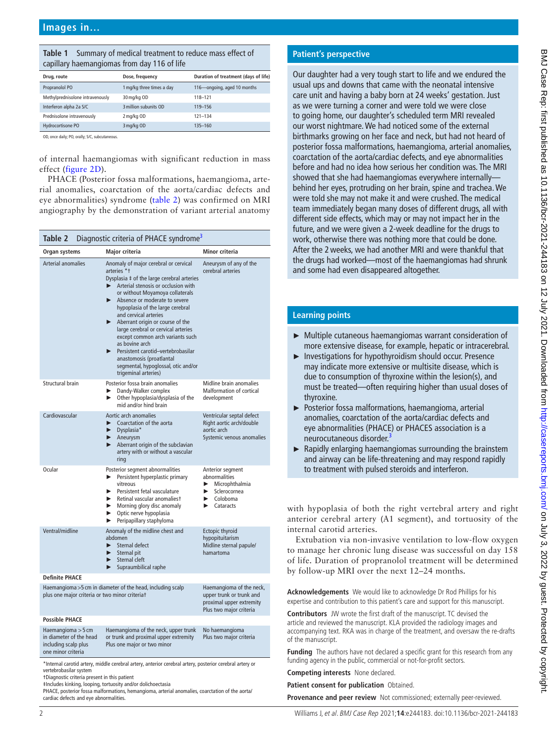**Table 1** Summary of medical treatment to reduce mass effect of capillary haemangiomas from day 116 of life

| Drug, route | Dose, frequency | Duration of treatment (days of life) |
|---|---|---|
| Propranolol PO | 1 mg/kg three times a day | 116—ongoing, aged 10 months |
| Methylprednisolone intravenously | 30 mg/kg OD | 118–121 |
| Interferon alpha 2a S/C | 3 million subunits OD | 119–156 |
| Prednisolone intravenously | 2 mg/kg OD | 121–134 |
| Hydrocortisone PO | 3 mg/kg OD | 135–160 |

OD, once daily; PO, orally; S/C, subcutaneous.

of internal haemangiomas with significant reduction in mass effect (figure 2D).

PHACE (Posterior fossa malformations, haemangioma, arterial anomalies, coarctation of the aorta/cardiac defects and eye abnormalities) syndrome (table 2) was confirmed on MRI angiography by the demonstration of variant arterial anatomy with hypoplasia of both the right vertebral artery and right anterior cerebral artery (A1 segment), and tortuosity of the internal carotid arteries.

Extubation via non-invasive ventilation to low-flow oxygen to manage her chronic lung disease was successful on day 158 of life. Duration of propranolol treatment will be determined by follow-up MRI over the next 12–24 months.

**Table 2** Diagnostic criteria of PHACE syndrome[3]

| Organ systems | Major criteria | Minor criteria |
|---|---|---|
| Arterial anomalies | Anomaly of major cerebral or cervical arteries *† <br> Dysplasia ‡ of the large cerebral arteries <br> ► Arterial stenosis or occlusion with or without Moyamoya collaterals <br> ► Absence or moderate to severe hypoplasia of the large cerebral and cervical arteries <br> ► Aberrant origin or course of the large cerebral or cervical arteries except common arch variants such as bovine arch <br> ► Persistent carotid–vertebrobasilar anastomosis (proatlantal segmental, hypoglossal, otic and/or trigeminal arteries) | Aneurysm of any of the cerebral arteries |
| Structural brain | Posterior fossa brain anomalies <br> ► Dandy-Walker complex <br> ► Other hypoplasia/dysplasia of the mid and/or hind brain | Midline brain anomalies <br> Malformation of cortical development |
| Cardiovascular | Aortic arch anomalies <br> ► Coarctation of the aorta <br> ► Dysplasia* <br> ► Aneurysm <br> ► Aberrant origin of the subclavian artery with or without a vascular ring | Ventricular septal defect <br> Right aortic arch/double aortic arch <br> Systemic venous anomalies |
| Ocular | Posterior segment abnormalities <br> ► Persistent hyperplastic primary vitreous <br> ► Persistent fetal vasculature <br> ► Retinal vascular anomalies† <br> ► Morning glory disc anomaly <br> ► Optic nerve hypoplasia <br> ► Peripapillary staphyloma | Anterior segment abnormalities <br> ► Microphthalmia <br> ► Sclerocornea <br> ► Coloboma <br> ► Cataracts |
| Ventral/midline | Anomaly of the midline chest and abdomen <br> ► Sternal defect <br> ► Sternal pit <br> ► Sternal cleft <br> ► Supraumbilical raphe | Ectopic thyroid hypopituitarism <br> Midline sternal papule/hamartoma |
| **Definite PHACE** | | |
| Haemangioma >5 cm in diameter of the head, including scalp plus one major criteria or two minor criteria† | | Haemangioma of the neck, upper trunk or trunk and proximal upper extremity Plus two major criteria |
| **Possible PHACE** | | |
| Haemangioma >5 cm in diameter of the head including scalp plus one minor criteria | Haemangioma of the neck, upper trunk or trunk and proximal upper extremity Plus one major or two minor | No haemangioma Plus two major criteria |

*Internal carotid artery, middle cerebral artery, anterior cerebral artery, posterior cerebral artery or vertebrobasilar system
†Diagnostic criteria present in this patient
‡Includes kinking, looping, tortuosity and/or dolichoectasia
PHACE, posterior fossa malformations, hemangioma, arterial anomalies, coarctation of the aorta/cardiac defects and eye abnormalities.

## Patient's perspective

Our daughter had a very tough start to life and we endured the usual ups and downs that came with the neonatal intensive care unit and having a baby born at 24 weeks' gestation. Just as we were turning a corner and were told we were close to going home, our daughter's scheduled term MRI revealed our worst nightmare. We had noticed some of the external birthmarks growing on her face and neck, but had not heard of posterior fossa malformations, haemangioma, arterial anomalies, coarctation of the aorta/cardiac defects, and eye abnormalities before and had no idea how serious her condition was. The MRI showed that she had haemangiomas everywhere internally—behind her eyes, protruding on her brain, spine and trachea. We were told she may not make it and were crushed. The medical team immediately began many doses of different drugs, all with different side effects, which may or may not impact her in the future, and we were given a 2-week deadline for the drugs to work, otherwise there was nothing more that could be done. After the 2 weeks, we had another MRI and were thankful that the drugs had worked—most of the haemangiomas had shrunk and some had even disappeared altogether.

## Learning points

- ► Multiple cutaneous haemangiomas warrant consideration of more extensive disease, for example, hepatic or intracerebral.
- ► Investigations for hypothyroidism should occur. Presence may indicate more extensive or multisite disease, which is due to consumption of thyroxine within the lesion(s), and must be treated—often requiring higher than usual doses of thyroxine.
- ► Posterior fossa malformations, haemangioma, arterial anomalies, coarctation of the aorta/cardiac defects and eye abnormalities (PHACE) or PHACES association is a neurocutaneous disorder.[3]
- ► Rapidly enlarging haemangiomas surrounding the brainstem and airway can be life-threatening and may respond rapidly to treatment with pulsed steroids and interferon.

**Acknowledgements** We would like to acknowledge Dr Rod Phillips for his expertise and contribution to this patient's care and support for this manuscript.

**Contributors** JW wrote the first draft of the manuscript. TC devised the article and reviewed the manuscript. KLA provided the radiology images and accompanying text. RKA was in charge of the treatment, and oversaw the re-drafts of the manuscript.

**Funding** The authors have not declared a specific grant for this research from any funding agency in the public, commercial or not-for-profit sectors.

**Competing interests** None declared.

**Patient consent for publication** Obtained.

**Provenance and peer review** Not commissioned; externally peer-reviewed.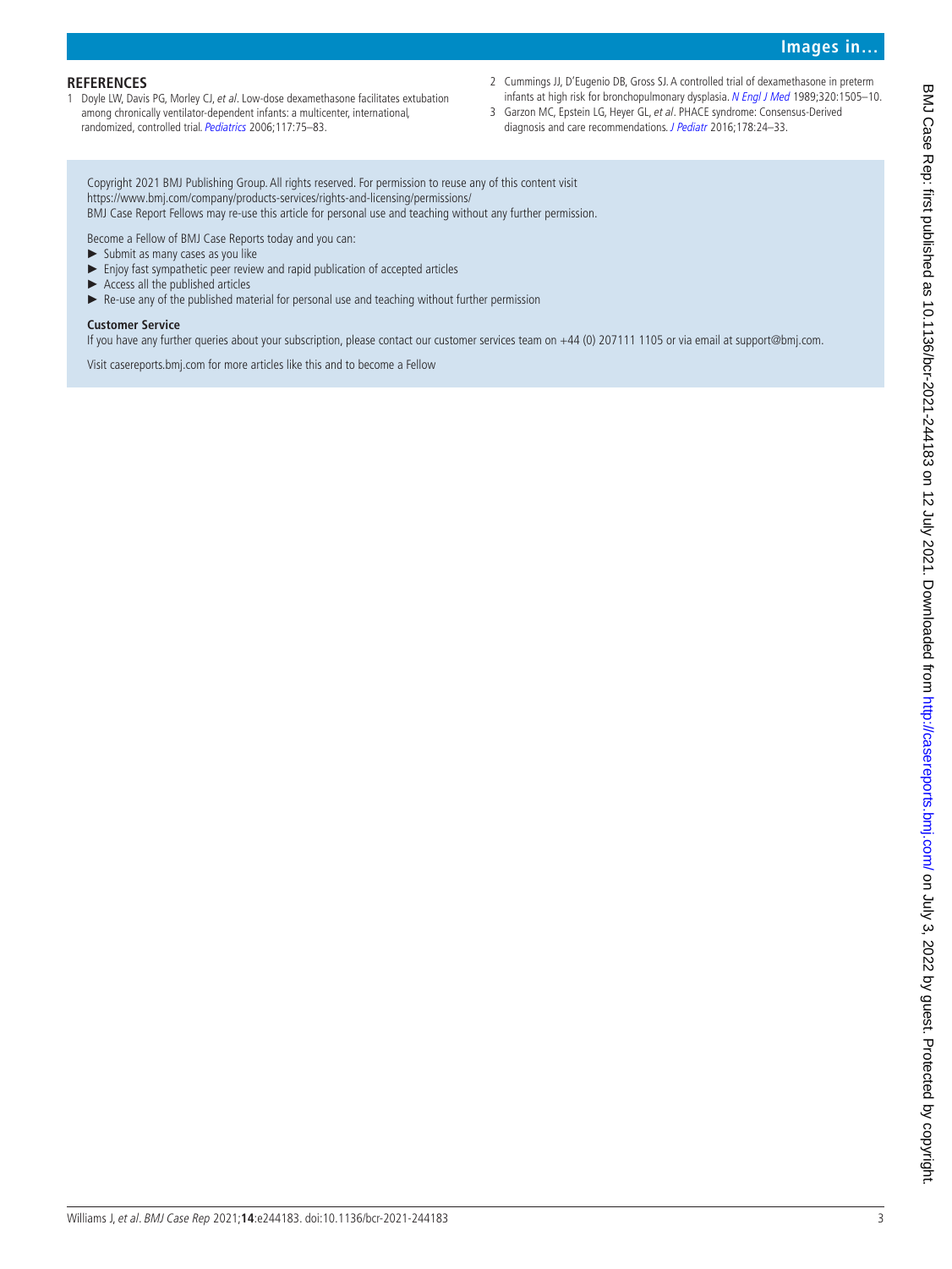## REFERENCES

1. Doyle LW, Davis PG, Morley CJ, *et al*. Low-dose dexamethasone facilitates extubation among chronically ventilator-dependent infants: a multicenter, international, randomized, controlled trial. *Pediatrics* 2006;117:75–83.
2. Cummings JJ, D'Eugenio DB, Gross SJ. A controlled trial of dexamethasone in preterm infants at high risk for bronchopulmonary dysplasia. *N Engl J Med* 1989;320:1505–10.
3. Garzon MC, Epstein LG, Heyer GL, *et al*. PHACE syndrome: Consensus-Derived diagnosis and care recommendations. *J Pediatr* 2016;178:24–33.

Copyright 2021 BMJ Publishing Group. All rights reserved. For permission to reuse any of this content visit https://www.bmj.com/company/products-services/rights-and-licensing/permissions/
BMJ Case Report Fellows may re-use this article for personal use and teaching without any further permission.

Become a Fellow of BMJ Case Reports today and you can:

- Submit as many cases as you like
- Enjoy fast sympathetic peer review and rapid publication of accepted articles
- Access all the published articles
- Re-use any of the published material for personal use and teaching without further permission

**Customer Service**

If you have any further queries about your subscription, please contact our customer services team on +44 (0) 207111 1105 or via email at support@bmj.com.

Visit casereports.bmj.com for more articles like this and to become a Fellow